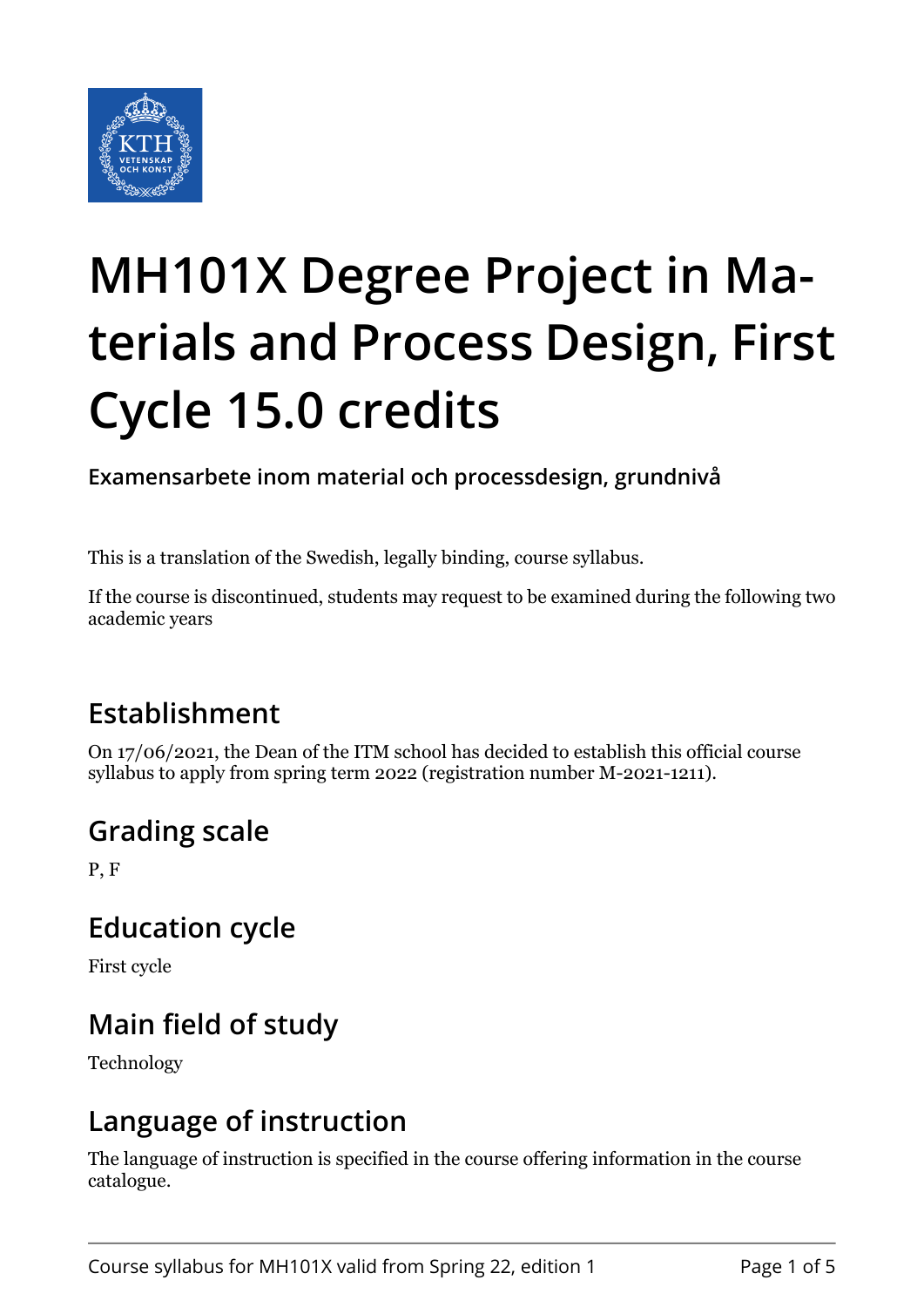# MH101X Degree Project in Materials and Process Design, First Cycle 15.0 credits

**Examensarbete inom material och processdesign, grundnivå**

This is a translation of the Swedish, legally binding, course syllabus.

If the course is discontinued, students may request to be examined during the following two academic years

## Establishment

On 17/06/2021, the Dean of the ITM school has decided to establish this official course syllabus to apply from spring term 2022 (registration number M-2021-1211).

## Grading scale

P, F

## Education cycle

First cycle

## Main field of study

Technology

## Language of instruction

The language of instruction is specified in the course offering information in the course catalogue.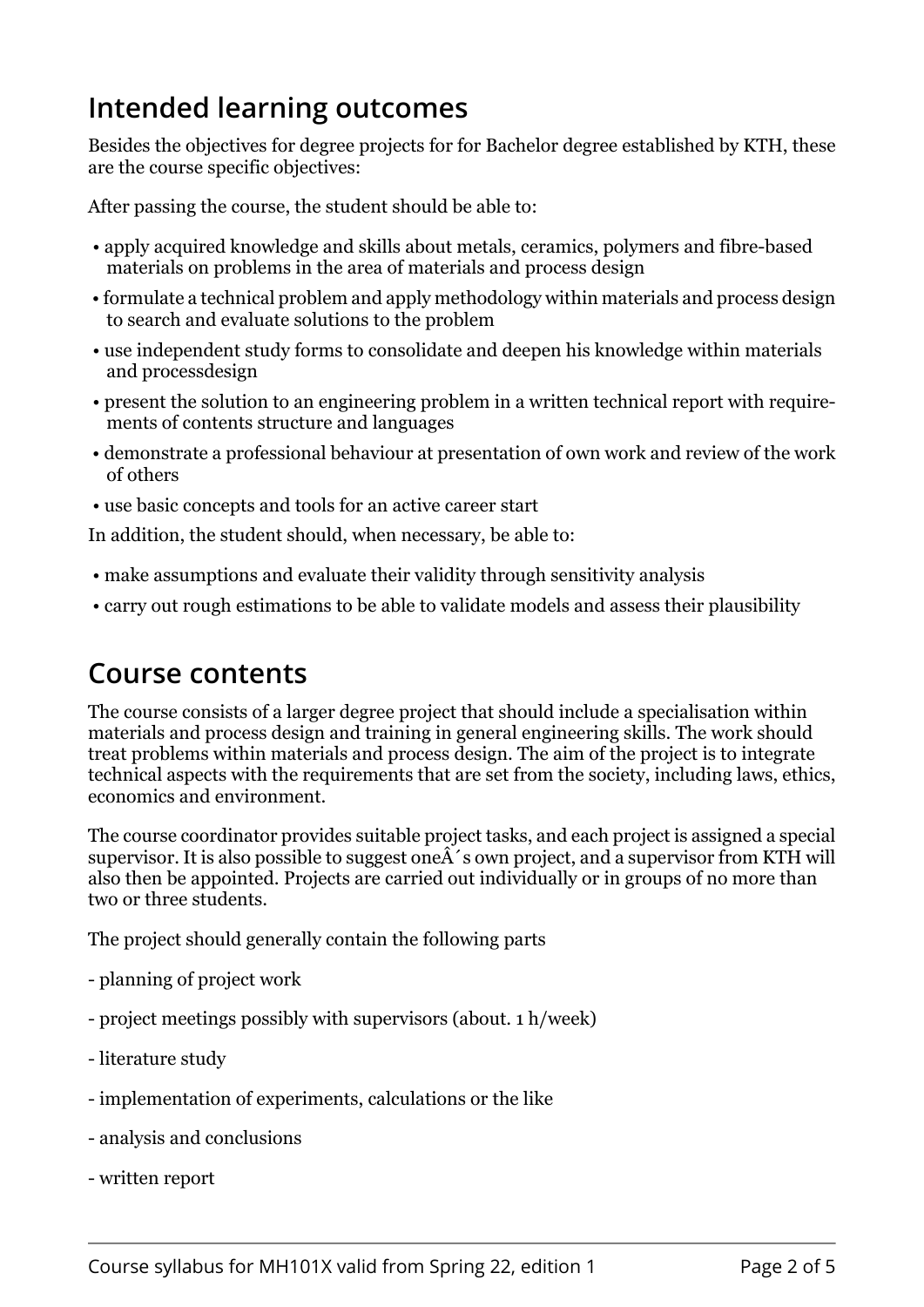## Intended learning outcomes

Besides the objectives for degree projects for for Bachelor degree established by KTH, these are the course specific objectives:

After passing the course, the student should be able to:

- apply acquired knowledge and skills about metals, ceramics, polymers and fibre-based materials on problems in the area of materials and process design
- formulate a technical problem and apply methodology within materials and process design to search and evaluate solutions to the problem
- use independent study forms to consolidate and deepen his knowledge within materials and processdesign
- present the solution to an engineering problem in a written technical report with requirements of contents structure and languages
- demonstrate a professional behaviour at presentation of own work and review of the work of others
- use basic concepts and tools for an active career start

In addition, the student should, when necessary, be able to:

- make assumptions and evaluate their validity through sensitivity analysis
- carry out rough estimations to be able to validate models and assess their plausibility

## Course contents

The course consists of a larger degree project that should include a specialisation within materials and process design and training in general engineering skills. The work should treat problems within materials and process design. The aim of the project is to integrate technical aspects with the requirements that are set from the society, including laws, ethics, economics and environment.

The course coordinator provides suitable project tasks, and each project is assigned a special supervisor. It is also possible to suggest oneÂ´s own project, and a supervisor from KTH will also then be appointed. Projects are carried out individually or in groups of no more than two or three students.

The project should generally contain the following parts

- planning of project work

- project meetings possibly with supervisors (about. 1 h/week)

- literature study

- implementation of experiments, calculations or the like

- analysis and conclusions

- written report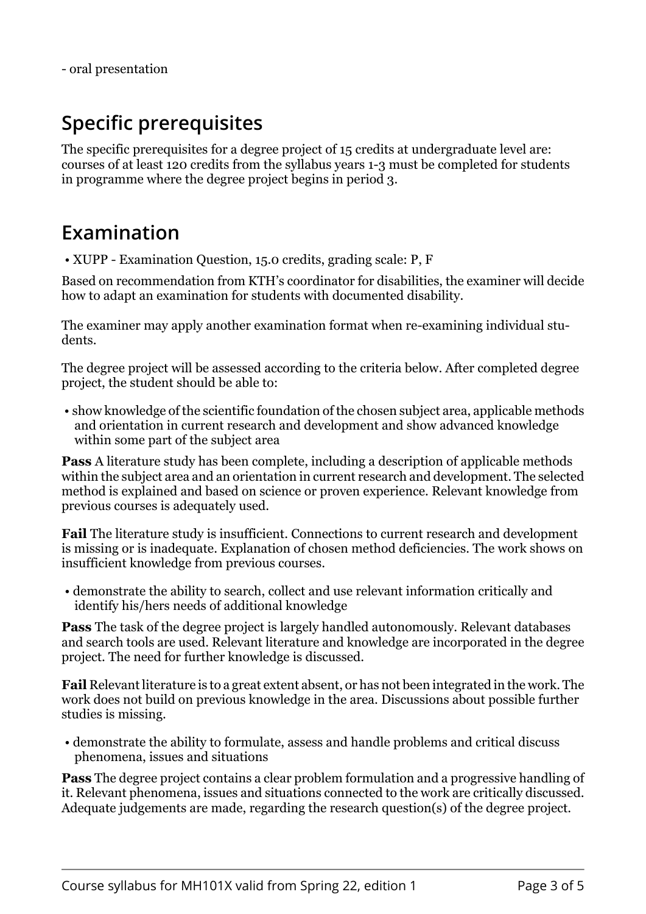- oral presentation

## Specific prerequisites

The specific prerequisites for a degree project of 15 credits at undergraduate level are: courses of at least 120 credits from the syllabus years 1-3 must be completed for students in programme where the degree project begins in period 3.

## Examination

- XUPP - Examination Question, 15.0 credits, grading scale: P, F

Based on recommendation from KTH's coordinator for disabilities, the examiner will decide how to adapt an examination for students with documented disability.

The examiner may apply another examination format when re-examining individual students.

The degree project will be assessed according to the criteria below. After completed degree project, the student should be able to:

- show knowledge of the scientific foundation of the chosen subject area, applicable methods and orientation in current research and development and show advanced knowledge within some part of the subject area

**Pass** A literature study has been complete, including a description of applicable methods within the subject area and an orientation in current research and development. The selected method is explained and based on science or proven experience. Relevant knowledge from previous courses is adequately used.

**Fail** The literature study is insufficient. Connections to current research and development is missing or is inadequate. Explanation of chosen method deficiencies. The work shows on insufficient knowledge from previous courses.

- demonstrate the ability to search, collect and use relevant information critically and identify his/hers needs of additional knowledge

**Pass** The task of the degree project is largely handled autonomously. Relevant databases and search tools are used. Relevant literature and knowledge are incorporated in the degree project. The need for further knowledge is discussed.

**Fail** Relevant literature is to a great extent absent, or has not been integrated in the work. The work does not build on previous knowledge in the area. Discussions about possible further studies is missing.

- demonstrate the ability to formulate, assess and handle problems and critical discuss phenomena, issues and situations

**Pass** The degree project contains a clear problem formulation and a progressive handling of it. Relevant phenomena, issues and situations connected to the work are critically discussed. Adequate judgements are made, regarding the research question(s) of the degree project.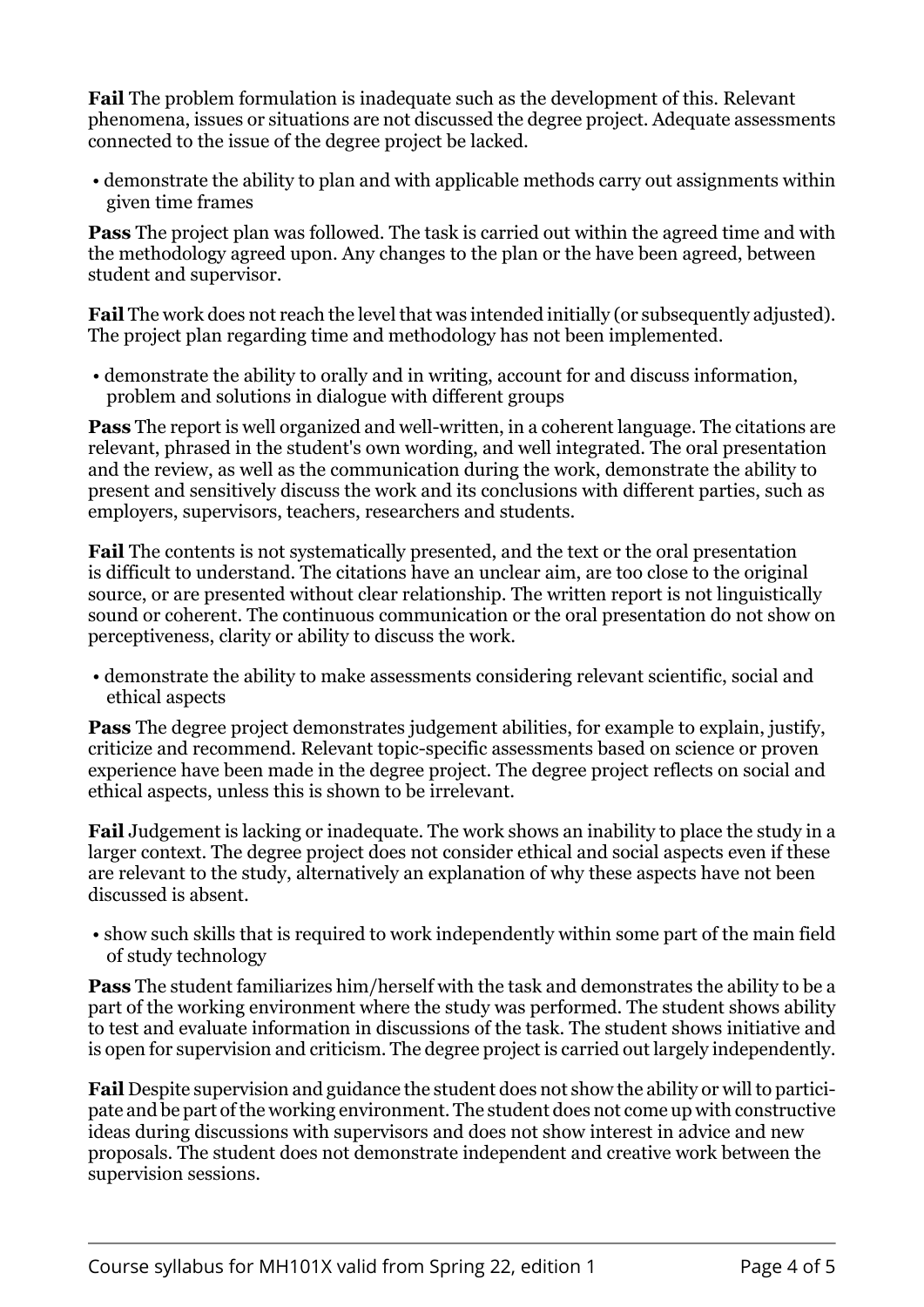**Fail** The problem formulation is inadequate such as the development of this. Relevant phenomena, issues or situations are not discussed the degree project. Adequate assessments connected to the issue of the degree project be lacked.

- demonstrate the ability to plan and with applicable methods carry out assignments within given time frames

**Pass** The project plan was followed. The task is carried out within the agreed time and with the methodology agreed upon. Any changes to the plan or the have been agreed, between student and supervisor.

**Fail** The work does not reach the level that was intended initially (or subsequently adjusted). The project plan regarding time and methodology has not been implemented.

- demonstrate the ability to orally and in writing, account for and discuss information, problem and solutions in dialogue with different groups

**Pass** The report is well organized and well-written, in a coherent language. The citations are relevant, phrased in the student's own wording, and well integrated. The oral presentation and the review, as well as the communication during the work, demonstrate the ability to present and sensitively discuss the work and its conclusions with different parties, such as employers, supervisors, teachers, researchers and students.

**Fail** The contents is not systematically presented, and the text or the oral presentation is difficult to understand. The citations have an unclear aim, are too close to the original source, or are presented without clear relationship. The written report is not linguistically sound or coherent. The continuous communication or the oral presentation do not show on perceptiveness, clarity or ability to discuss the work.

- demonstrate the ability to make assessments considering relevant scientific, social and ethical aspects

**Pass** The degree project demonstrates judgement abilities, for example to explain, justify, criticize and recommend. Relevant topic-specific assessments based on science or proven experience have been made in the degree project. The degree project reflects on social and ethical aspects, unless this is shown to be irrelevant.

**Fail** Judgement is lacking or inadequate. The work shows an inability to place the study in a larger context. The degree project does not consider ethical and social aspects even if these are relevant to the study, alternatively an explanation of why these aspects have not been discussed is absent.

- show such skills that is required to work independently within some part of the main field of study technology

**Pass** The student familiarizes him/herself with the task and demonstrates the ability to be a part of the working environment where the study was performed. The student shows ability to test and evaluate information in discussions of the task. The student shows initiative and is open for supervision and criticism. The degree project is carried out largely independently.

**Fail** Despite supervision and guidance the student does not show the ability or will to participate and be part of the working environment. The student does not come up with constructive ideas during discussions with supervisors and does not show interest in advice and new proposals. The student does not demonstrate independent and creative work between the supervision sessions.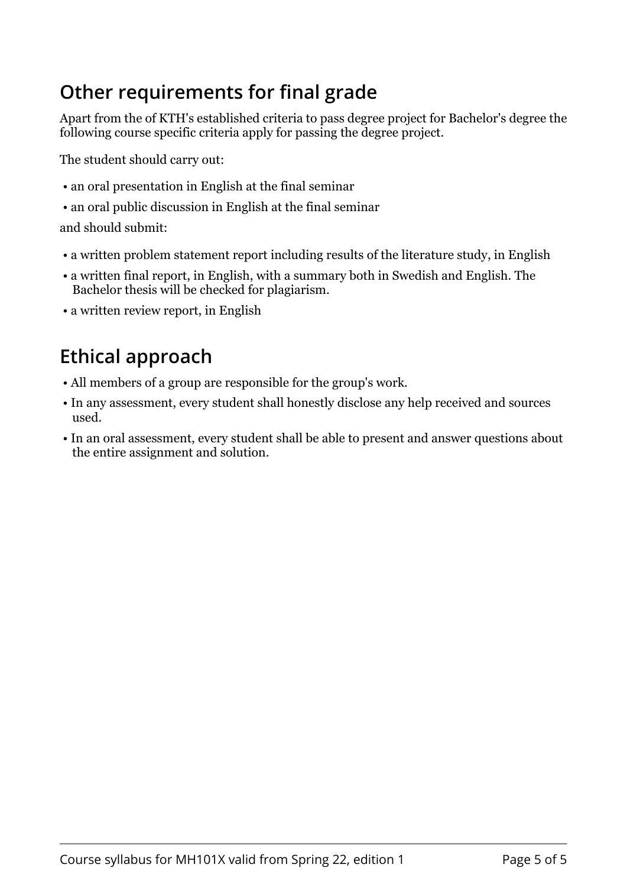## Other requirements for final grade

Apart from the of KTH's established criteria to pass degree project for Bachelor's degree the following course specific criteria apply for passing the degree project.

The student should carry out:

- an oral presentation in English at the final seminar
- an oral public discussion in English at the final seminar

and should submit:

- a written problem statement report including results of the literature study, in English
- a written final report, in English, with a summary both in Swedish and English. The Bachelor thesis will be checked for plagiarism.
- a written review report, in English

## Ethical approach

- All members of a group are responsible for the group's work.
- In any assessment, every student shall honestly disclose any help received and sources used.
- In an oral assessment, every student shall be able to present and answer questions about the entire assignment and solution.